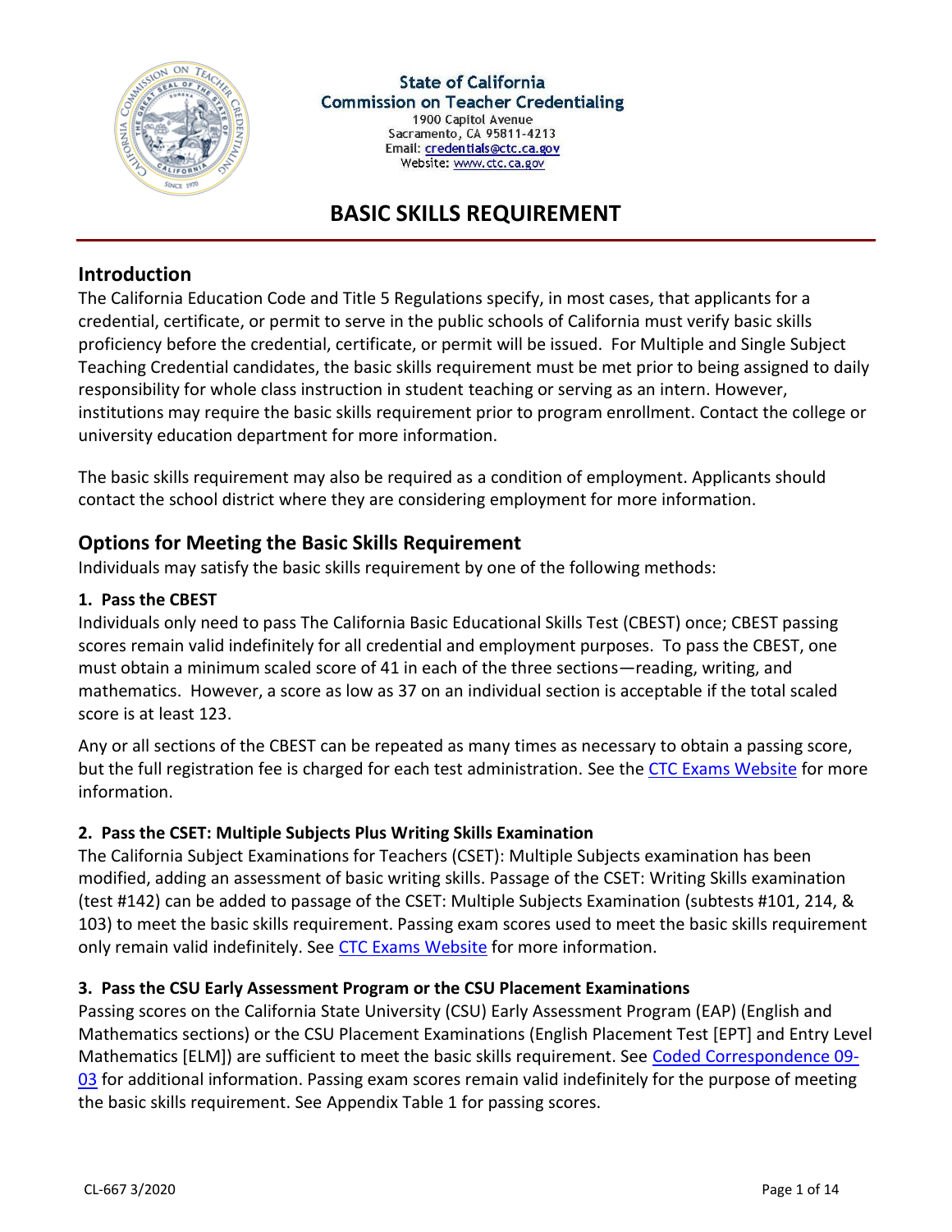State of California
Commission on Teacher Credentialing
1900 Capitol Avenue
Sacramento, CA 95811-4213
Email: credentials@ctc.ca.gov
Website: www.ctc.ca.gov

# BASIC SKILLS REQUIREMENT

## Introduction

The California Education Code and Title 5 Regulations specify, in most cases, that applicants for a credential, certificate, or permit to serve in the public schools of California must verify basic skills proficiency before the credential, certificate, or permit will be issued. For Multiple and Single Subject Teaching Credential candidates, the basic skills requirement must be met prior to being assigned to daily responsibility for whole class instruction in student teaching or serving as an intern. However, institutions may require the basic skills requirement prior to program enrollment. Contact the college or university education department for more information.

The basic skills requirement may also be required as a condition of employment. Applicants should contact the school district where they are considering employment for more information.

## Options for Meeting the Basic Skills Requirement

Individuals may satisfy the basic skills requirement by one of the following methods:

### 1. Pass the CBEST

Individuals only need to pass The California Basic Educational Skills Test (CBEST) once; CBEST passing scores remain valid indefinitely for all credential and employment purposes. To pass the CBEST, one must obtain a minimum scaled score of 41 in each of the three sections—reading, writing, and mathematics. However, a score as low as 37 on an individual section is acceptable if the total scaled score is at least 123.

Any or all sections of the CBEST can be repeated as many times as necessary to obtain a passing score, but the full registration fee is charged for each test administration. See the CTC Exams Website for more information.

### 2. Pass the CSET: Multiple Subjects Plus Writing Skills Examination

The California Subject Examinations for Teachers (CSET): Multiple Subjects examination has been modified, adding an assessment of basic writing skills. Passage of the CSET: Writing Skills examination (test #142) can be added to passage of the CSET: Multiple Subjects Examination (subtests #101, 214, & 103) to meet the basic skills requirement. Passing exam scores used to meet the basic skills requirement only remain valid indefinitely. See CTC Exams Website for more information.

### 3. Pass the CSU Early Assessment Program or the CSU Placement Examinations

Passing scores on the California State University (CSU) Early Assessment Program (EAP) (English and Mathematics sections) or the CSU Placement Examinations (English Placement Test [EPT] and Entry Level Mathematics [ELM]) are sufficient to meet the basic skills requirement. See Coded Correspondence 09-03 for additional information. Passing exam scores remain valid indefinitely for the purpose of meeting the basic skills requirement. See Appendix Table 1 for passing scores.

CL-667 3/2020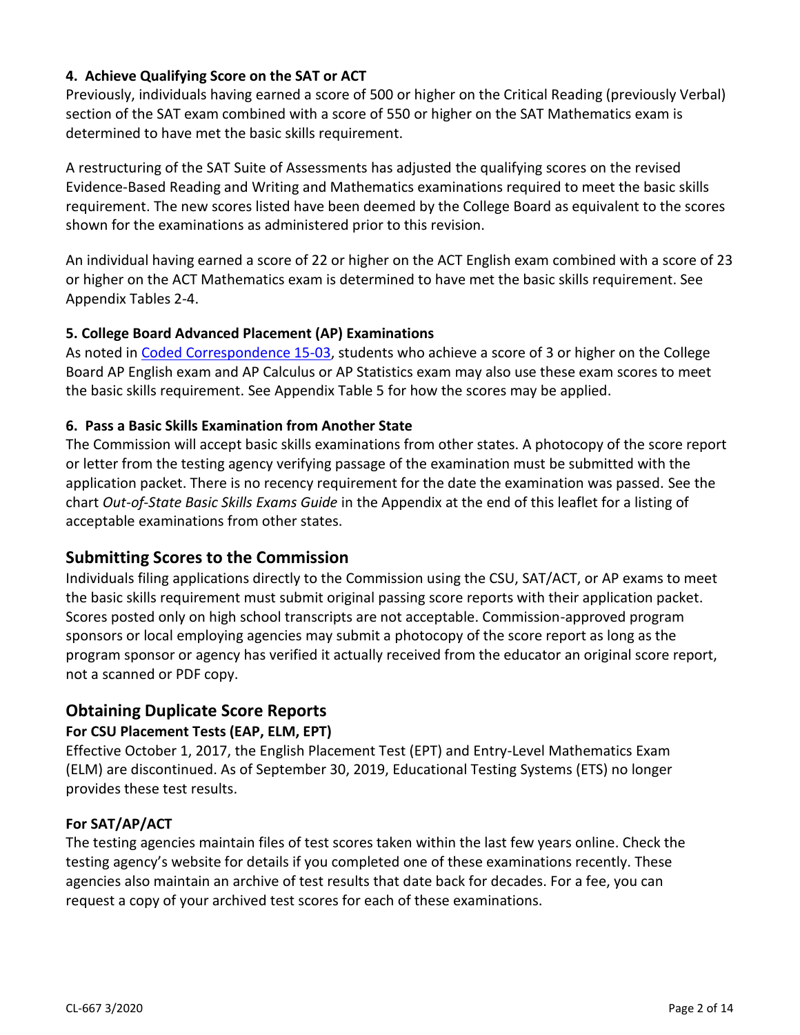#### 4. Achieve Qualifying Score on the SAT or ACT

Previously, individuals having earned a score of 500 or higher on the Critical Reading (previously Verbal) section of the SAT exam combined with a score of 550 or higher on the SAT Mathematics exam is determined to have met the basic skills requirement.

A restructuring of the SAT Suite of Assessments has adjusted the qualifying scores on the revised Evidence-Based Reading and Writing and Mathematics examinations required to meet the basic skills requirement. The new scores listed have been deemed by the College Board as equivalent to the scores shown for the examinations as administered prior to this revision.

An individual having earned a score of 22 or higher on the ACT English exam combined with a score of 23 or higher on the ACT Mathematics exam is determined to have met the basic skills requirement. See Appendix Tables 2-4.

#### 5. College Board Advanced Placement (AP) Examinations

As noted in Coded Correspondence 15-03, students who achieve a score of 3 or higher on the College Board AP English exam and AP Calculus or AP Statistics exam may also use these exam scores to meet the basic skills requirement. See Appendix Table 5 for how the scores may be applied.

#### 6. Pass a Basic Skills Examination from Another State

The Commission will accept basic skills examinations from other states. A photocopy of the score report or letter from the testing agency verifying passage of the examination must be submitted with the application packet. There is no recency requirement for the date the examination was passed. See the chart *Out-of-State Basic Skills Exams Guide* in the Appendix at the end of this leaflet for a listing of acceptable examinations from other states.

## Submitting Scores to the Commission

Individuals filing applications directly to the Commission using the CSU, SAT/ACT, or AP exams to meet the basic skills requirement must submit original passing score reports with their application packet. Scores posted only on high school transcripts are not acceptable. Commission-approved program sponsors or local employing agencies may submit a photocopy of the score report as long as the program sponsor or agency has verified it actually received from the educator an original score report, not a scanned or PDF copy.

## Obtaining Duplicate Score Reports

#### For CSU Placement Tests (EAP, ELM, EPT)

Effective October 1, 2017, the English Placement Test (EPT) and Entry-Level Mathematics Exam (ELM) are discontinued. As of September 30, 2019, Educational Testing Systems (ETS) no longer provides these test results.

#### For SAT/AP/ACT

The testing agencies maintain files of test scores taken within the last few years online. Check the testing agency's website for details if you completed one of these examinations recently. These agencies also maintain an archive of test results that date back for decades. For a fee, you can request a copy of your archived test scores for each of these examinations.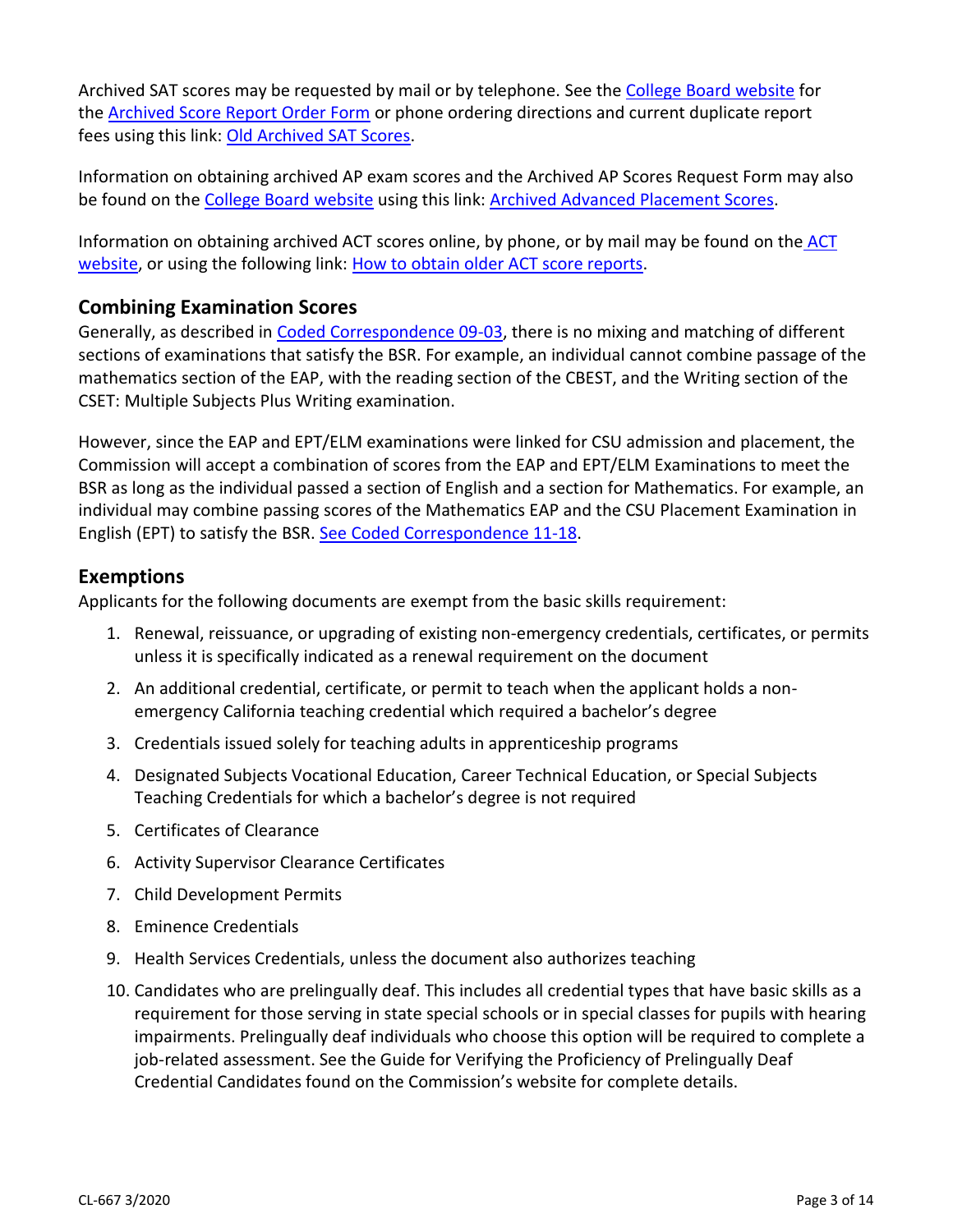Archived SAT scores may be requested by mail or by telephone. See the College Board website for the Archived Score Report Order Form or phone ordering directions and current duplicate report fees using this link: Old Archived SAT Scores.

Information on obtaining archived AP exam scores and the Archived AP Scores Request Form may also be found on the College Board website using this link: Archived Advanced Placement Scores.

Information on obtaining archived ACT scores online, by phone, or by mail may be found on the ACT website, or using the following link: How to obtain older ACT score reports.

## Combining Examination Scores

Generally, as described in Coded Correspondence 09-03, there is no mixing and matching of different sections of examinations that satisfy the BSR. For example, an individual cannot combine passage of the mathematics section of the EAP, with the reading section of the CBEST, and the Writing section of the CSET: Multiple Subjects Plus Writing examination.

However, since the EAP and EPT/ELM examinations were linked for CSU admission and placement, the Commission will accept a combination of scores from the EAP and EPT/ELM Examinations to meet the BSR as long as the individual passed a section of English and a section for Mathematics. For example, an individual may combine passing scores of the Mathematics EAP and the CSU Placement Examination in English (EPT) to satisfy the BSR. See Coded Correspondence 11-18.

## Exemptions

Applicants for the following documents are exempt from the basic skills requirement:

1. Renewal, reissuance, or upgrading of existing non-emergency credentials, certificates, or permits unless it is specifically indicated as a renewal requirement on the document
2. An additional credential, certificate, or permit to teach when the applicant holds a non-emergency California teaching credential which required a bachelor's degree
3. Credentials issued solely for teaching adults in apprenticeship programs
4. Designated Subjects Vocational Education, Career Technical Education, or Special Subjects Teaching Credentials for which a bachelor's degree is not required
5. Certificates of Clearance
6. Activity Supervisor Clearance Certificates
7. Child Development Permits
8. Eminence Credentials
9. Health Services Credentials, unless the document also authorizes teaching
10. Candidates who are prelingually deaf. This includes all credential types that have basic skills as a requirement for those serving in state special schools or in special classes for pupils with hearing impairments. Prelingually deaf individuals who choose this option will be required to complete a job-related assessment. See the Guide for Verifying the Proficiency of Prelingually Deaf Credential Candidates found on the Commission's website for complete details.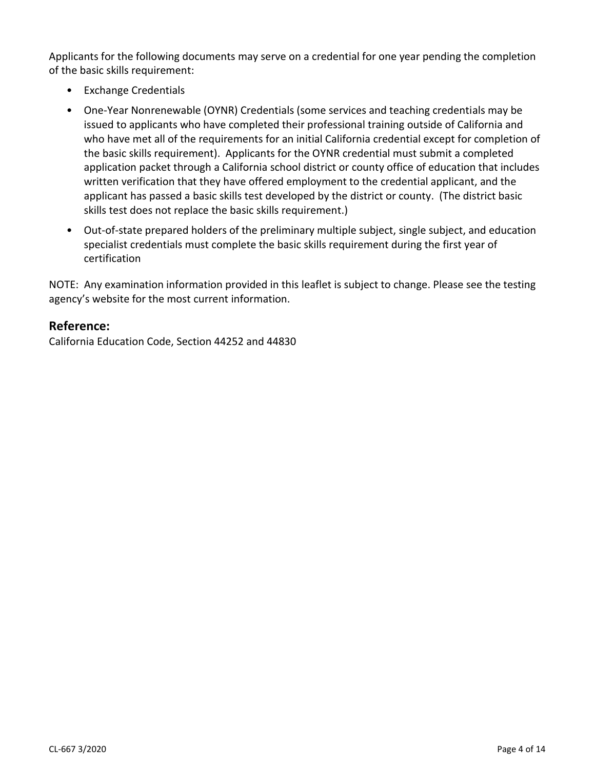Applicants for the following documents may serve on a credential for one year pending the completion of the basic skills requirement:

- Exchange Credentials
- One-Year Nonrenewable (OYNR) Credentials (some services and teaching credentials may be issued to applicants who have completed their professional training outside of California and who have met all of the requirements for an initial California credential except for completion of the basic skills requirement). Applicants for the OYNR credential must submit a completed application packet through a California school district or county office of education that includes written verification that they have offered employment to the credential applicant, and the applicant has passed a basic skills test developed by the district or county. (The district basic skills test does not replace the basic skills requirement.)
- Out-of-state prepared holders of the preliminary multiple subject, single subject, and education specialist credentials must complete the basic skills requirement during the first year of certification

NOTE: Any examination information provided in this leaflet is subject to change. Please see the testing agency's website for the most current information.

## Reference:

California Education Code, Section 44252 and 44830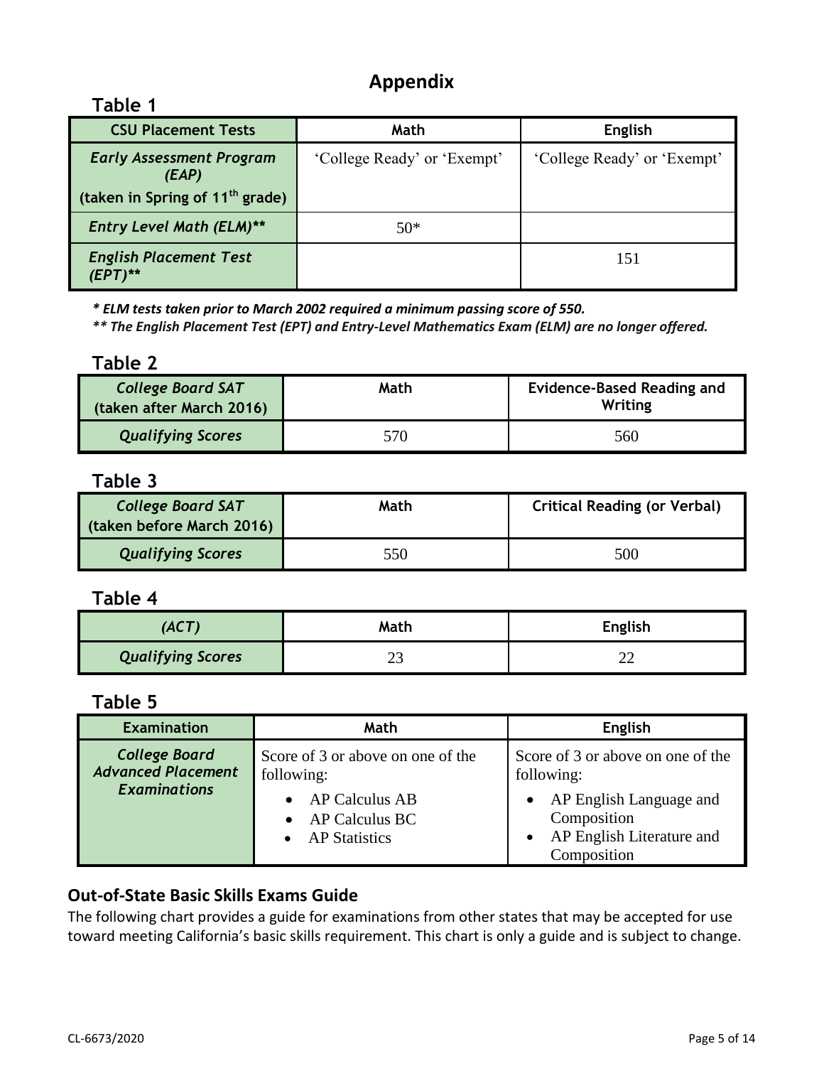# Appendix

## Table 1

| CSU Placement Tests | Math | English |
| --- | --- | --- |
| ***Early Assessment Program (EAP)*** **(taken in Spring of 11th grade)** | 'College Ready' or 'Exempt' | 'College Ready' or 'Exempt' |
| ***Entry Level Math (ELM)**** | 50* | |
| ***English Placement Test (EPT)**** | | 151 |

***\* ELM tests taken prior to March 2002 required a minimum passing score of 550.***

***\*\* The English Placement Test (EPT) and Entry-Level Mathematics Exam (ELM) are no longer offered.***

## Table 2

| *College Board SAT* (taken after March 2016) | Math | Evidence-Based Reading and Writing |
| --- | --- | --- |
| ***Qualifying Scores*** | 570 | 560 |

## Table 3

| *College Board SAT* (taken before March 2016) | Math | Critical Reading (or Verbal) |
| --- | --- | --- |
| ***Qualifying Scores*** | 550 | 500 |

## Table 4

| *(ACT)* | Math | English |
| --- | --- | --- |
| ***Qualifying Scores*** | 23 | 22 |

## Table 5

| Examination | Math | English |
| --- | --- | --- |
| ***College Board Advanced Placement Examinations*** | Score of 3 or above on one of the following: • AP Calculus AB • AP Calculus BC • AP Statistics | Score of 3 or above on one of the following: • AP English Language and Composition • AP English Literature and Composition |

### Out-of-State Basic Skills Exams Guide

The following chart provides a guide for examinations from other states that may be accepted for use toward meeting California's basic skills requirement. This chart is only a guide and is subject to change.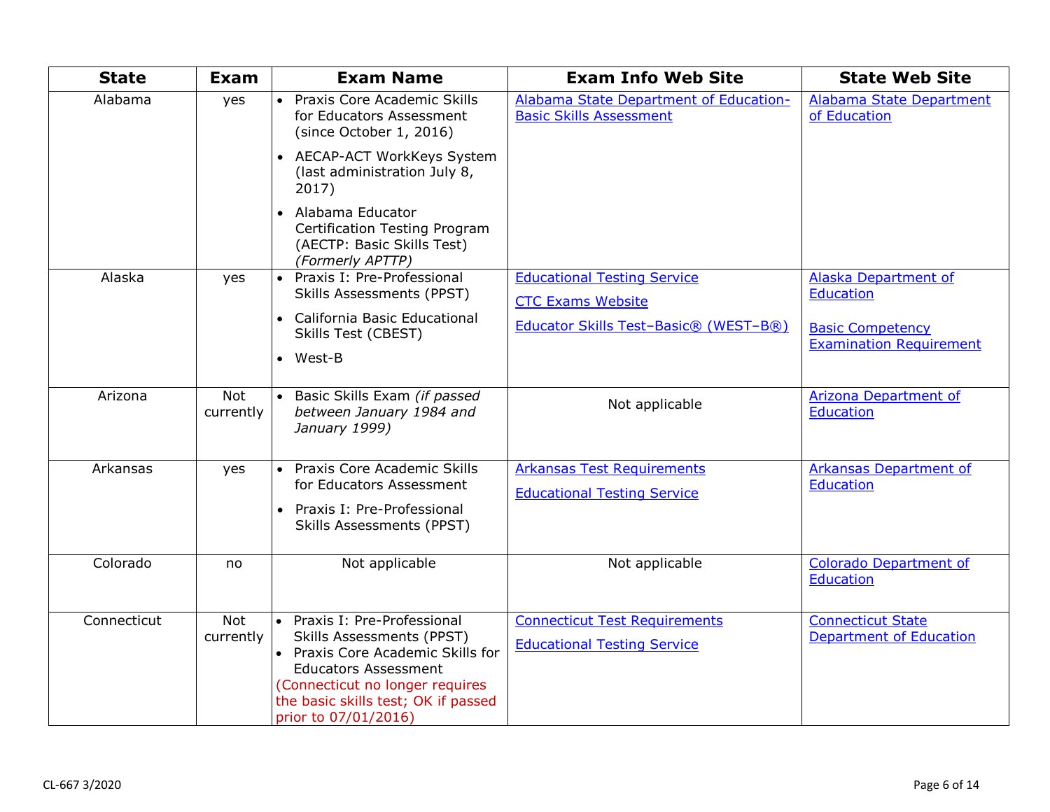| State | Exam | Exam Name | Exam Info Web Site | State Web Site |
|---|---|---|---|---|
| Alabama | yes | • Praxis Core Academic Skills for Educators Assessment (since October 1, 2016)<br>• AECAP-ACT WorkKeys System (last administration July 8, 2017)<br>• Alabama Educator Certification Testing Program (AECTP: Basic Skills Test) *(Formerly APTTP)* | Alabama State Department of Education-Basic Skills Assessment | Alabama State Department of Education |
| Alaska | yes | • Praxis I: Pre-Professional Skills Assessments (PPST)<br>• California Basic Educational Skills Test (CBEST)<br>• West-B | Educational Testing Service<br>CTC Exams Website<br>Educator Skills Test–Basic® (WEST–B®) | Alaska Department of Education<br>Basic Competency Examination Requirement |
| Arizona | Not currently | • Basic Skills Exam *(if passed between January 1984 and January 1999)* | Not applicable | Arizona Department of Education |
| Arkansas | yes | • Praxis Core Academic Skills for Educators Assessment<br>• Praxis I: Pre-Professional Skills Assessments (PPST) | Arkansas Test Requirements<br>Educational Testing Service | Arkansas Department of Education |
| Colorado | no | Not applicable | Not applicable | Colorado Department of Education |
| Connecticut | Not currently | • Praxis I: Pre-Professional Skills Assessments (PPST)<br>• Praxis Core Academic Skills for Educators Assessment<br>(Connecticut no longer requires the basic skills test; OK if passed prior to 07/01/2016) | Connecticut Test Requirements<br>Educational Testing Service | Connecticut State Department of Education |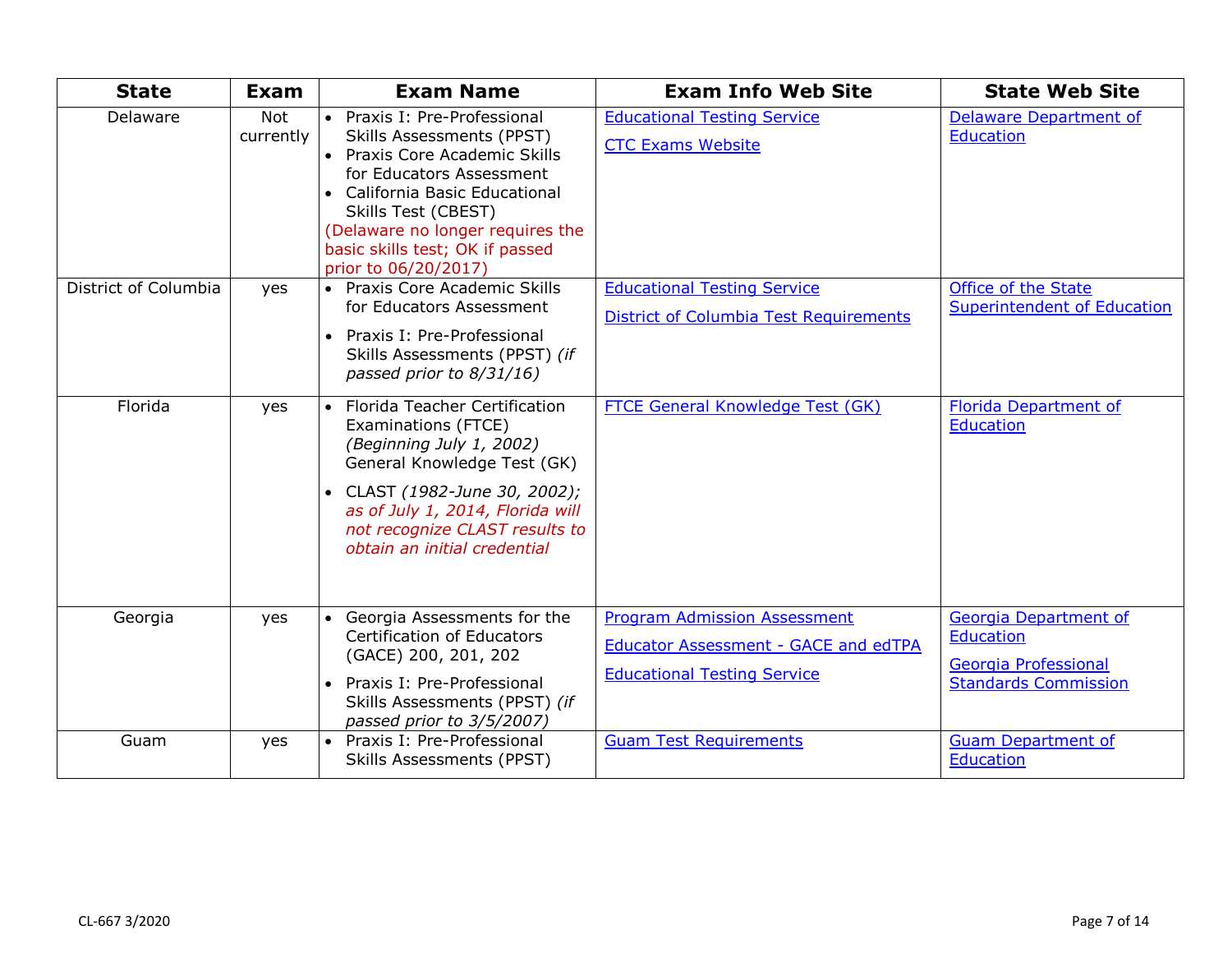| State | Exam | Exam Name | Exam Info Web Site | State Web Site |
|---|---|---|---|---|
| Delaware | Not currently | • Praxis I: Pre-Professional Skills Assessments (PPST)<br>• Praxis Core Academic Skills for Educators Assessment<br>• California Basic Educational Skills Test (CBEST)<br>(Delaware no longer requires the basic skills test; OK if passed prior to 06/20/2017) | Educational Testing Service<br>CTC Exams Website | Delaware Department of Education |
| District of Columbia | yes | • Praxis Core Academic Skills for Educators Assessment<br>• Praxis I: Pre-Professional Skills Assessments (PPST) *(if passed prior to 8/31/16)* | Educational Testing Service<br>District of Columbia Test Requirements | Office of the State Superintendent of Education |
| Florida | yes | • Florida Teacher Certification Examinations (FTCE) *(Beginning July 1, 2002)* General Knowledge Test (GK)<br>• CLAST *(1982-June 30, 2002); as of July 1, 2014, Florida will not recognize CLAST results to obtain an initial credential* | FTCE General Knowledge Test (GK) | Florida Department of Education |
| Georgia | yes | • Georgia Assessments for the Certification of Educators (GACE) 200, 201, 202<br>• Praxis I: Pre-Professional Skills Assessments (PPST) *(if passed prior to 3/5/2007)* | Program Admission Assessment<br>Educator Assessment - GACE and edTPA<br>Educational Testing Service | Georgia Department of Education<br>Georgia Professional Standards Commission |
| Guam | yes | • Praxis I: Pre-Professional Skills Assessments (PPST) | Guam Test Requirements | Guam Department of Education |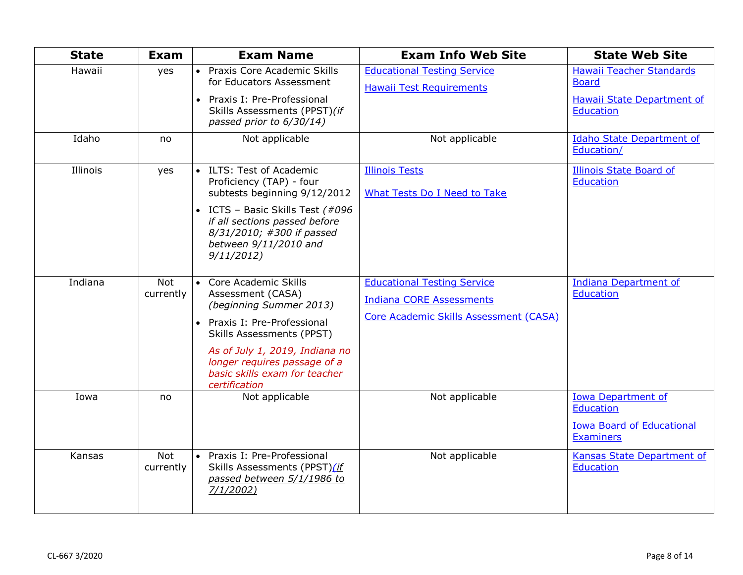| State | Exam | Exam Name | Exam Info Web Site | State Web Site |
|---|---|---|---|---|
| Hawaii | yes | • Praxis Core Academic Skills for Educators Assessment<br>• Praxis I: Pre-Professional Skills Assessments (PPST) *(if passed prior to 6/30/14)* | Educational Testing Service<br>Hawaii Test Requirements | Hawaii Teacher Standards Board<br>Hawaii State Department of Education |
| Idaho | no | Not applicable | Not applicable | Idaho State Department of Education/ |
| Illinois | yes | • ILTS: Test of Academic Proficiency (TAP) - four subtests beginning 9/12/2012<br>• ICTS – Basic Skills Test *(#096 if all sections passed before 8/31/2010; #300 if passed between 9/11/2010 and 9/11/2012)* | Illinois Tests<br>What Tests Do I Need to Take | Illinois State Board of Education |
| Indiana | Not currently | • Core Academic Skills Assessment (CASA) *(beginning Summer 2013)*<br>• Praxis I: Pre-Professional Skills Assessments (PPST)<br>*As of July 1, 2019, Indiana no longer requires passage of a basic skills exam for teacher certification* | Educational Testing Service<br>Indiana CORE Assessments<br>Core Academic Skills Assessment (CASA) | Indiana Department of Education |
| Iowa | no | Not applicable | Not applicable | Iowa Department of Education<br>Iowa Board of Educational Examiners |
| Kansas | Not currently | • Praxis I: Pre-Professional Skills Assessments (PPST) *(if passed between 5/1/1986 to 7/1/2002)* | Not applicable | Kansas State Department of Education |

CL-667 3/2020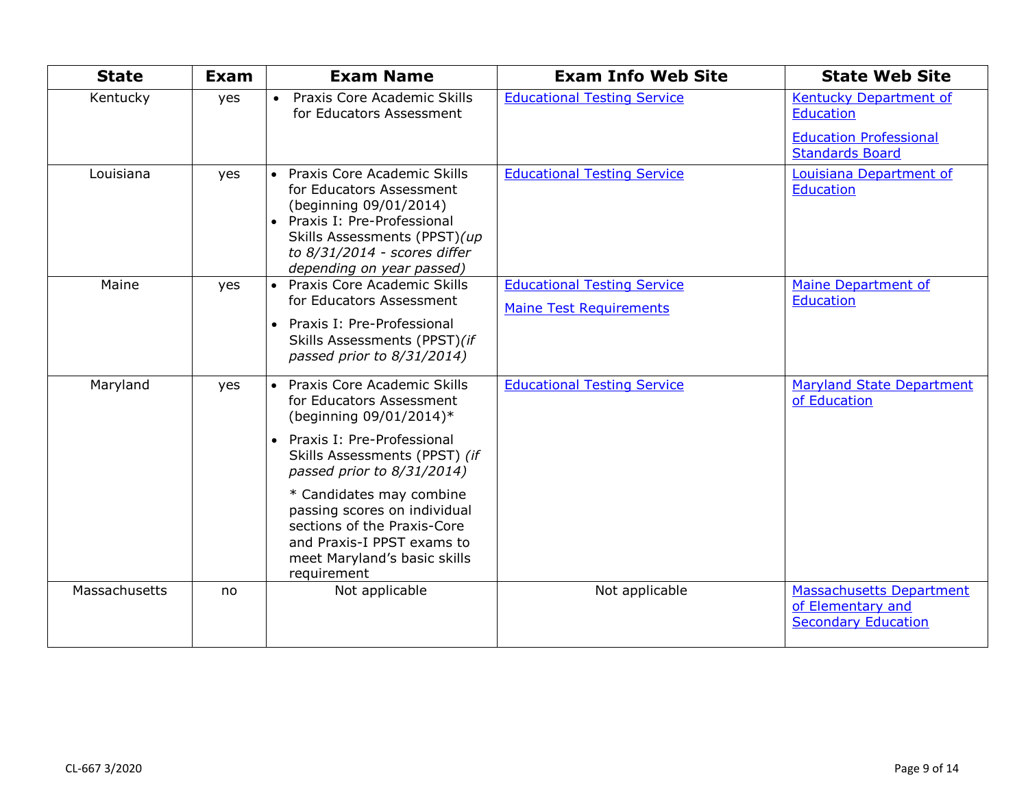| State | Exam | Exam Name | Exam Info Web Site | State Web Site |
|---|---|---|---|---|
| Kentucky | yes | • Praxis Core Academic Skills for Educators Assessment | Educational Testing Service | Kentucky Department of Education<br><br>Education Professional Standards Board |
| Louisiana | yes | • Praxis Core Academic Skills for Educators Assessment (beginning 09/01/2014)<br>• Praxis I: Pre-Professional Skills Assessments (PPST) *(up to 8/31/2014 - scores differ depending on year passed)* | Educational Testing Service | Louisiana Department of Education |
| Maine | yes | • Praxis Core Academic Skills for Educators Assessment<br>• Praxis I: Pre-Professional Skills Assessments (PPST) *(if passed prior to 8/31/2014)* | Educational Testing Service<br><br>Maine Test Requirements | Maine Department of Education |
| Maryland | yes | • Praxis Core Academic Skills for Educators Assessment (beginning 09/01/2014)*<br>• Praxis I: Pre-Professional Skills Assessments (PPST) *(if passed prior to 8/31/2014)*<br><br>* Candidates may combine passing scores on individual sections of the Praxis-Core and Praxis-I PPST exams to meet Maryland's basic skills requirement | Educational Testing Service | Maryland State Department of Education |
| Massachusetts | no | Not applicable | Not applicable | Massachusetts Department of Elementary and Secondary Education |

CL-667 3/2020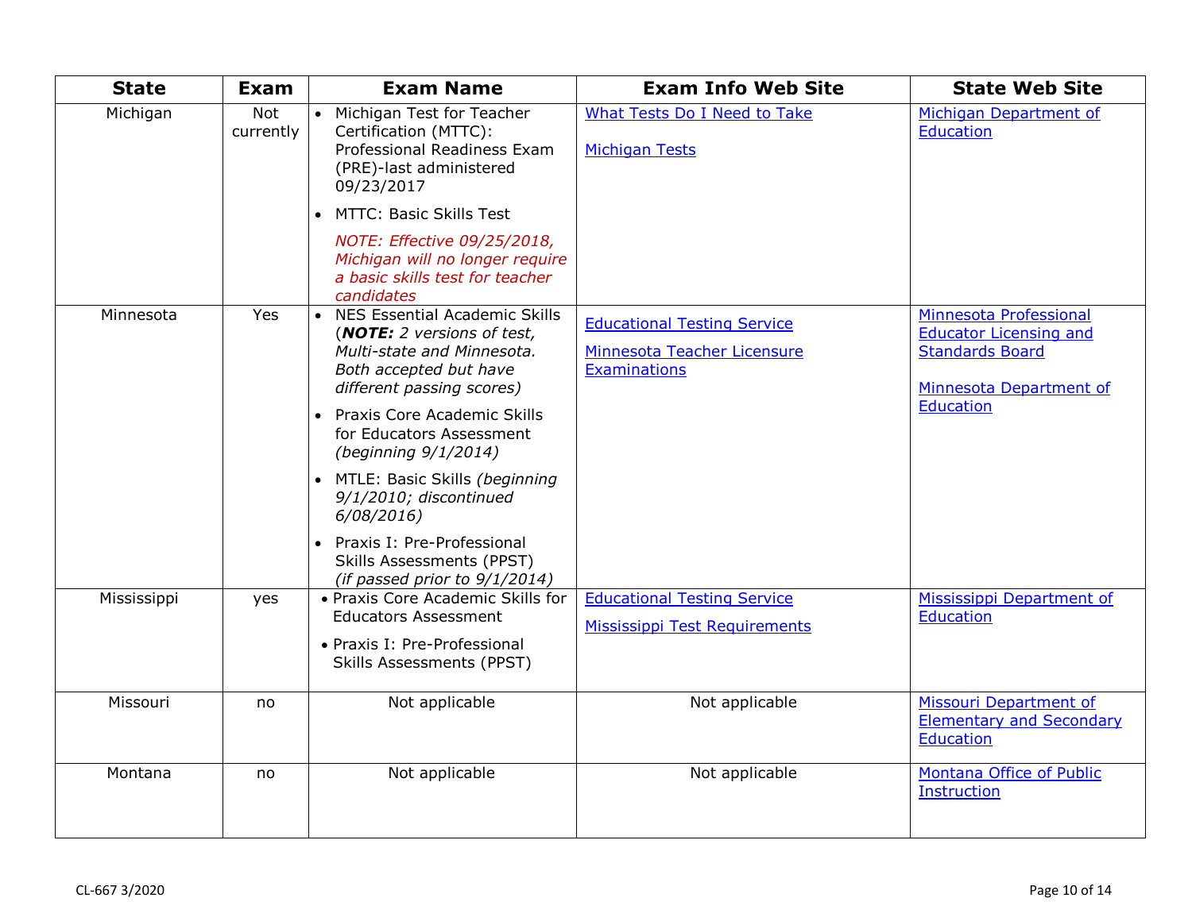| State | Exam | Exam Name | Exam Info Web Site | State Web Site |
|---|---|---|---|---|
| Michigan | Not currently | • Michigan Test for Teacher Certification (MTTC): Professional Readiness Exam (PRE)-last administered 09/23/2017<br>• MTTC: Basic Skills Test<br>*NOTE: Effective 09/25/2018, Michigan will no longer require a basic skills test for teacher candidates* | What Tests Do I Need to Take<br>Michigan Tests | Michigan Department of Education |
| Minnesota | Yes | • NES Essential Academic Skills (***NOTE:*** *2 versions of test, Multi-state and Minnesota. Both accepted but have different passing scores)*<br>• Praxis Core Academic Skills for Educators Assessment *(beginning 9/1/2014)*<br>• MTLE: Basic Skills *(beginning 9/1/2010; discontinued 6/08/2016)*<br>• Praxis I: Pre-Professional Skills Assessments (PPST) *(if passed prior to 9/1/2014)* | Educational Testing Service<br>Minnesota Teacher Licensure Examinations | Minnesota Professional Educator Licensing and Standards Board<br>Minnesota Department of Education |
| Mississippi | yes | • Praxis Core Academic Skills for Educators Assessment<br>• Praxis I: Pre-Professional Skills Assessments (PPST) | Educational Testing Service<br>Mississippi Test Requirements | Mississippi Department of Education |
| Missouri | no | Not applicable | Not applicable | Missouri Department of Elementary and Secondary Education |
| Montana | no | Not applicable | Not applicable | Montana Office of Public Instruction |

CL-667 3/2020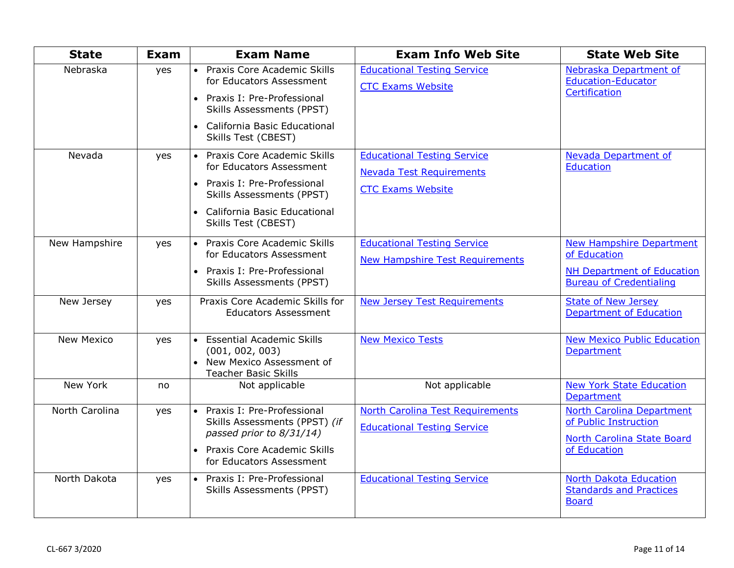| State | Exam | Exam Name | Exam Info Web Site | State Web Site |
|---|---|---|---|---|
| Nebraska | yes | • Praxis Core Academic Skills for Educators Assessment<br>• Praxis I: Pre-Professional Skills Assessments (PPST)<br>• California Basic Educational Skills Test (CBEST) | Educational Testing Service<br>CTC Exams Website | Nebraska Department of Education-Educator Certification |
| Nevada | yes | • Praxis Core Academic Skills for Educators Assessment<br>• Praxis I: Pre-Professional Skills Assessments (PPST)<br>• California Basic Educational Skills Test (CBEST) | Educational Testing Service<br>Nevada Test Requirements<br>CTC Exams Website | Nevada Department of Education |
| New Hampshire | yes | • Praxis Core Academic Skills for Educators Assessment<br>• Praxis I: Pre-Professional Skills Assessments (PPST) | Educational Testing Service<br>New Hampshire Test Requirements | New Hampshire Department of Education<br>NH Department of Education Bureau of Credentialing |
| New Jersey | yes | Praxis Core Academic Skills for Educators Assessment | New Jersey Test Requirements | State of New Jersey Department of Education |
| New Mexico | yes | • Essential Academic Skills (001, 002, 003)<br>• New Mexico Assessment of Teacher Basic Skills | New Mexico Tests | New Mexico Public Education Department |
| New York | no | Not applicable | Not applicable | New York State Education Department |
| North Carolina | yes | • Praxis I: Pre-Professional Skills Assessments (PPST) *(if passed prior to 8/31/14)*<br>• Praxis Core Academic Skills for Educators Assessment | North Carolina Test Requirements<br>Educational Testing Service | North Carolina Department of Public Instruction<br>North Carolina State Board of Education |
| North Dakota | yes | • Praxis I: Pre-Professional Skills Assessments (PPST) | Educational Testing Service | North Dakota Education Standards and Practices Board |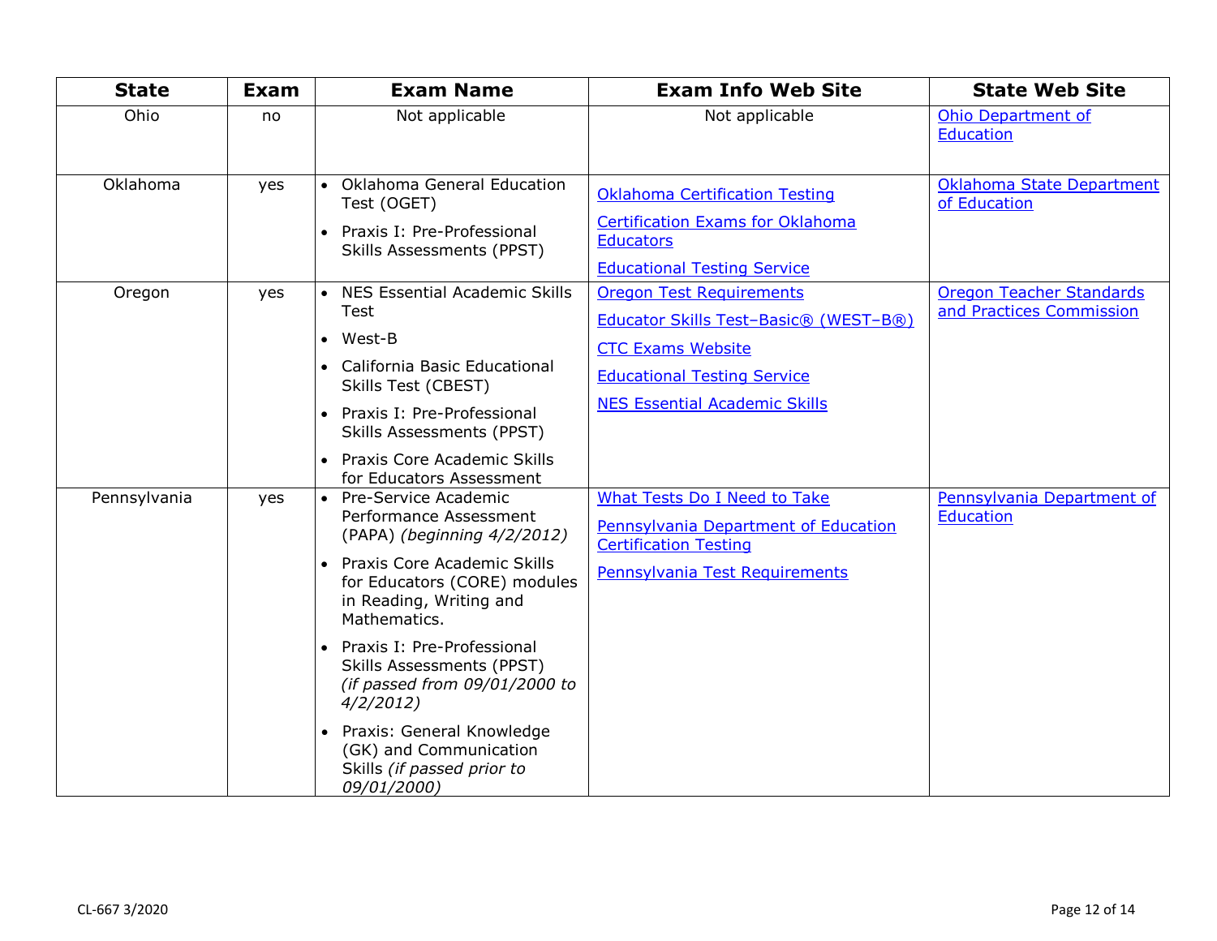| State | Exam | Exam Name | Exam Info Web Site | State Web Site |
|---|---|---|---|---|
| Ohio | no | Not applicable | Not applicable | Ohio Department of Education |
| Oklahoma | yes | • Oklahoma General Education Test (OGET)<br>• Praxis I: Pre-Professional Skills Assessments (PPST) | Oklahoma Certification Testing<br>Certification Exams for Oklahoma Educators<br>Educational Testing Service | Oklahoma State Department of Education |
| Oregon | yes | • NES Essential Academic Skills Test<br>• West-B<br>• California Basic Educational Skills Test (CBEST)<br>• Praxis I: Pre-Professional Skills Assessments (PPST)<br>• Praxis Core Academic Skills for Educators Assessment | Oregon Test Requirements<br>Educator Skills Test–Basic® (WEST–B®)<br>CTC Exams Website<br>Educational Testing Service<br>NES Essential Academic Skills | Oregon Teacher Standards and Practices Commission |
| Pennsylvania | yes | • Pre-Service Academic Performance Assessment (PAPA) *(beginning 4/2/2012)*<br>• Praxis Core Academic Skills for Educators (CORE) modules in Reading, Writing and Mathematics.<br>• Praxis I: Pre-Professional Skills Assessments (PPST) *(if passed from 09/01/2000 to 4/2/2012)*<br>• Praxis: General Knowledge (GK) and Communication Skills *(if passed prior to 09/01/2000)* | What Tests Do I Need to Take<br>Pennsylvania Department of Education Certification Testing<br>Pennsylvania Test Requirements | Pennsylvania Department of Education |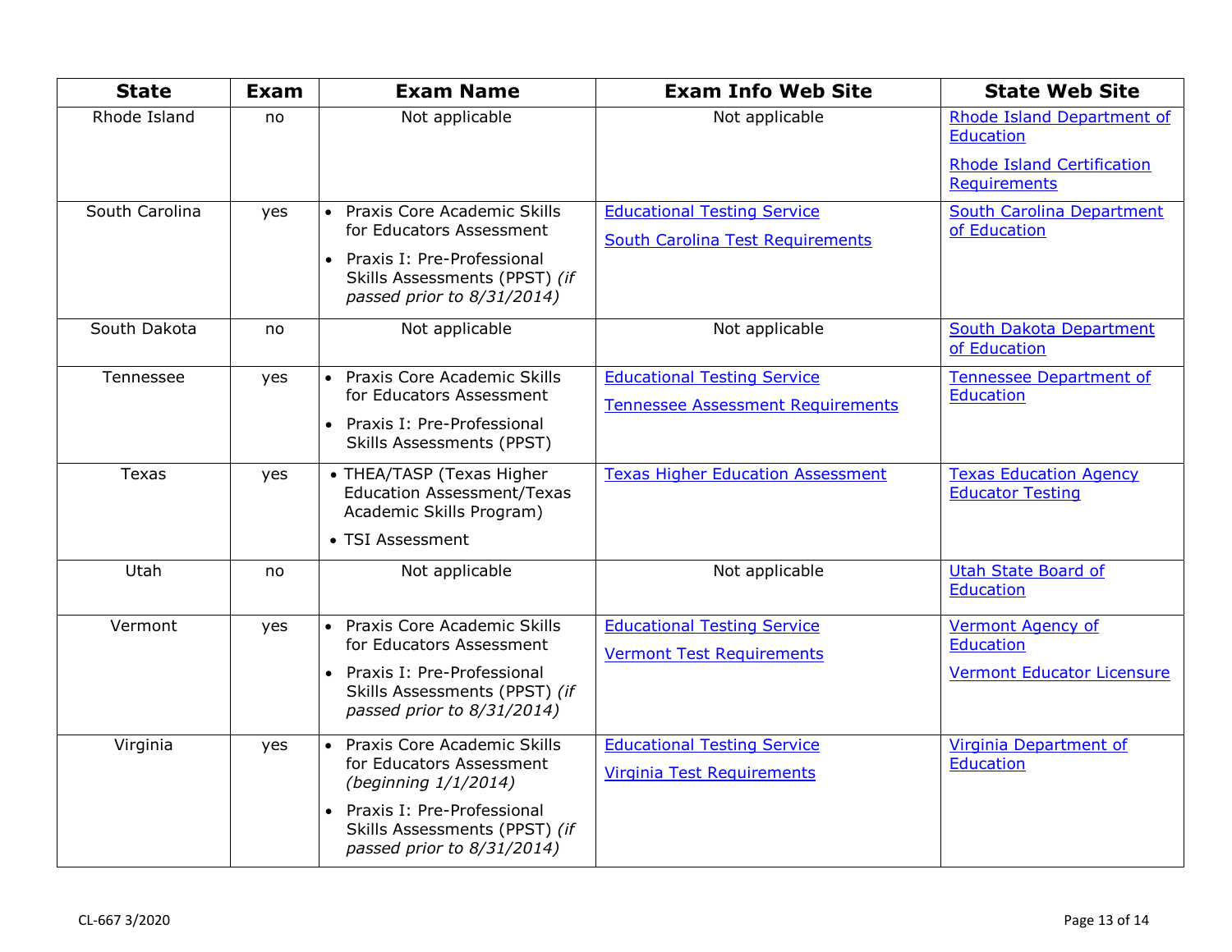| State | Exam | Exam Name | Exam Info Web Site | State Web Site |
|---|---|---|---|---|
| Rhode Island | no | Not applicable | Not applicable | Rhode Island Department of Education<br>Rhode Island Certification Requirements |
| South Carolina | yes | • Praxis Core Academic Skills for Educators Assessment<br>• Praxis I: Pre-Professional Skills Assessments (PPST) *(if passed prior to 8/31/2014)* | Educational Testing Service<br>South Carolina Test Requirements | South Carolina Department of Education |
| South Dakota | no | Not applicable | Not applicable | South Dakota Department of Education |
| Tennessee | yes | • Praxis Core Academic Skills for Educators Assessment<br>• Praxis I: Pre-Professional Skills Assessments (PPST) | Educational Testing Service<br>Tennessee Assessment Requirements | Tennessee Department of Education |
| Texas | yes | • THEA/TASP (Texas Higher Education Assessment/Texas Academic Skills Program)<br>• TSI Assessment | Texas Higher Education Assessment | Texas Education Agency Educator Testing |
| Utah | no | Not applicable | Not applicable | Utah State Board of Education |
| Vermont | yes | • Praxis Core Academic Skills for Educators Assessment<br>• Praxis I: Pre-Professional Skills Assessments (PPST) *(if passed prior to 8/31/2014)* | Educational Testing Service<br>Vermont Test Requirements | Vermont Agency of Education<br>Vermont Educator Licensure |
| Virginia | yes | • Praxis Core Academic Skills for Educators Assessment *(beginning 1/1/2014)*<br>• Praxis I: Pre-Professional Skills Assessments (PPST) *(if passed prior to 8/31/2014)* | Educational Testing Service<br>Virginia Test Requirements | Virginia Department of Education |

CL-667 3/2020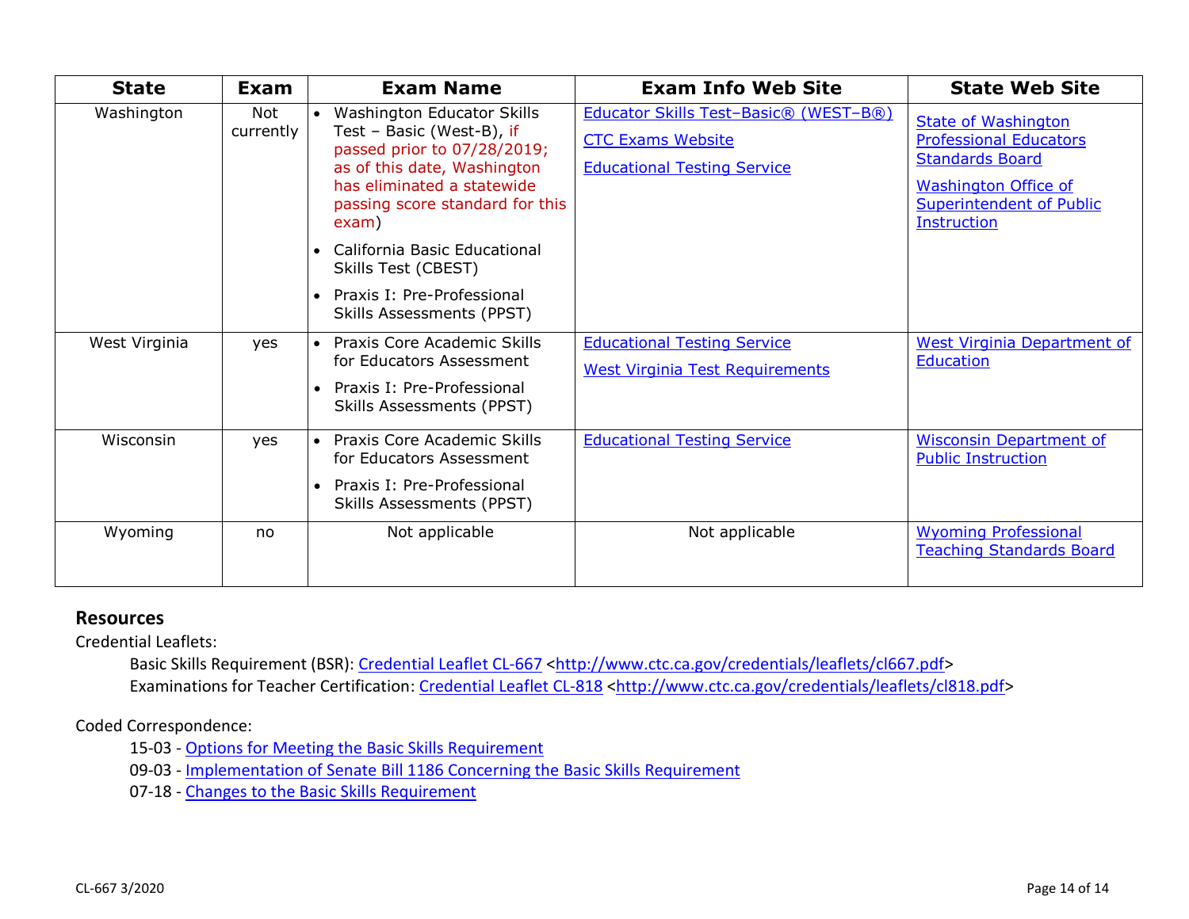| State | Exam | Exam Name | Exam Info Web Site | State Web Site |
|---|---|---|---|---|
| Washington | Not currently | • Washington Educator Skills Test – Basic (West-B), if passed prior to 07/28/2019; as of this date, Washington has eliminated a statewide passing score standard for this exam)<br>• California Basic Educational Skills Test (CBEST)<br>• Praxis I: Pre-Professional Skills Assessments (PPST) | Educator Skills Test–Basic® (WEST–B®)<br>CTC Exams Website<br>Educational Testing Service | State of Washington Professional Educators Standards Board<br>Washington Office of Superintendent of Public Instruction |
| West Virginia | yes | • Praxis Core Academic Skills for Educators Assessment<br>• Praxis I: Pre-Professional Skills Assessments (PPST) | Educational Testing Service<br>West Virginia Test Requirements | West Virginia Department of Education |
| Wisconsin | yes | • Praxis Core Academic Skills for Educators Assessment<br>• Praxis I: Pre-Professional Skills Assessments (PPST) | Educational Testing Service | Wisconsin Department of Public Instruction |
| Wyoming | no | Not applicable | Not applicable | Wyoming Professional Teaching Standards Board |

## Resources

Credential Leaflets:

Basic Skills Requirement (BSR): Credential Leaflet CL-667 <http://www.ctc.ca.gov/credentials/leaflets/cl667.pdf>
Examinations for Teacher Certification: Credential Leaflet CL-818 <http://www.ctc.ca.gov/credentials/leaflets/cl818.pdf>

Coded Correspondence:

15-03 - Options for Meeting the Basic Skills Requirement
09-03 - Implementation of Senate Bill 1186 Concerning the Basic Skills Requirement
07-18 - Changes to the Basic Skills Requirement